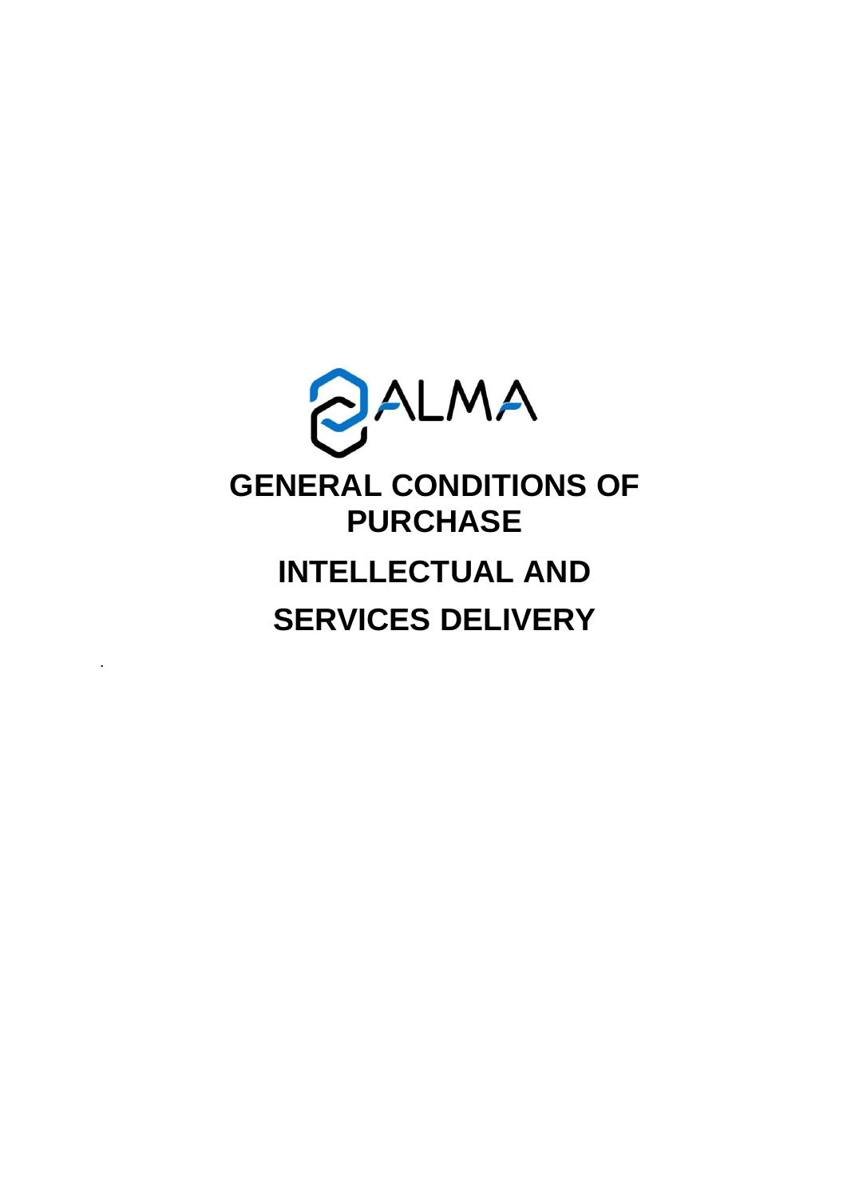ALMA

# GENERAL CONDITIONS OF PURCHASE

# INTELLECTUAL AND SERVICES DELIVERY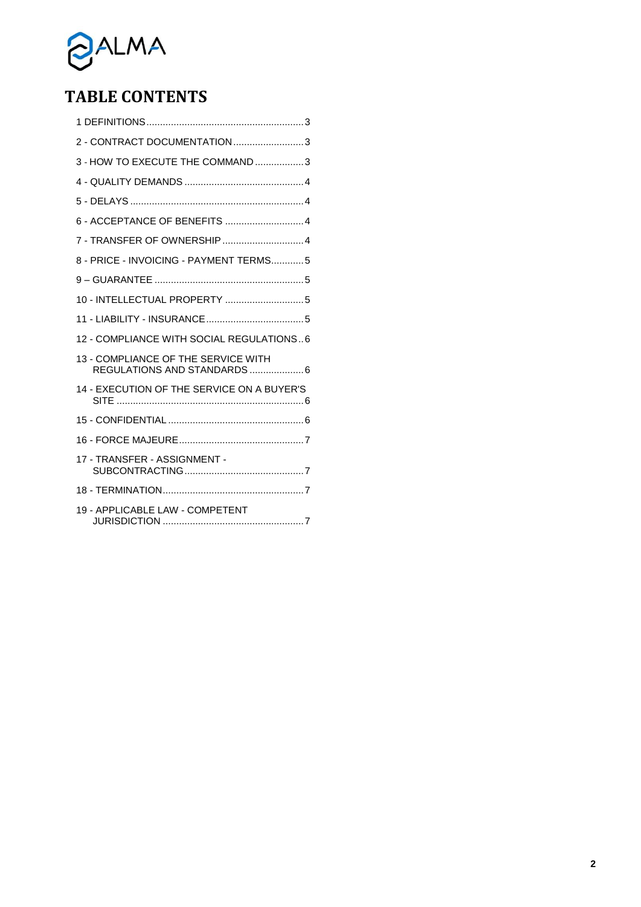ALMA

# TABLE CONTENTS

1 DEFINITIONS .......... 3

2 - CONTRACT DOCUMENTATION .......... 3

3 - HOW TO EXECUTE THE COMMAND .......... 3

4 - QUALITY DEMANDS .......... 4

5 - DELAYS .......... 4

6 - ACCEPTANCE OF BENEFITS .......... 4

7 - TRANSFER OF OWNERSHIP .......... 4

8 - PRICE - INVOICING - PAYMENT TERMS .......... 5

9 – GUARANTEE .......... 5

10 - INTELLECTUAL PROPERTY .......... 5

11 - LIABILITY - INSURANCE .......... 5

12 - COMPLIANCE WITH SOCIAL REGULATIONS .......... 6

13 - COMPLIANCE OF THE SERVICE WITH REGULATIONS AND STANDARDS .......... 6

14 - EXECUTION OF THE SERVICE ON A BUYER'S SITE .......... 6

15 - CONFIDENTIAL .......... 6

16 - FORCE MAJEURE .......... 7

17 - TRANSFER - ASSIGNMENT - SUBCONTRACTING .......... 7

18 - TERMINATION .......... 7

19 - APPLICABLE LAW - COMPETENT JURISDICTION .......... 7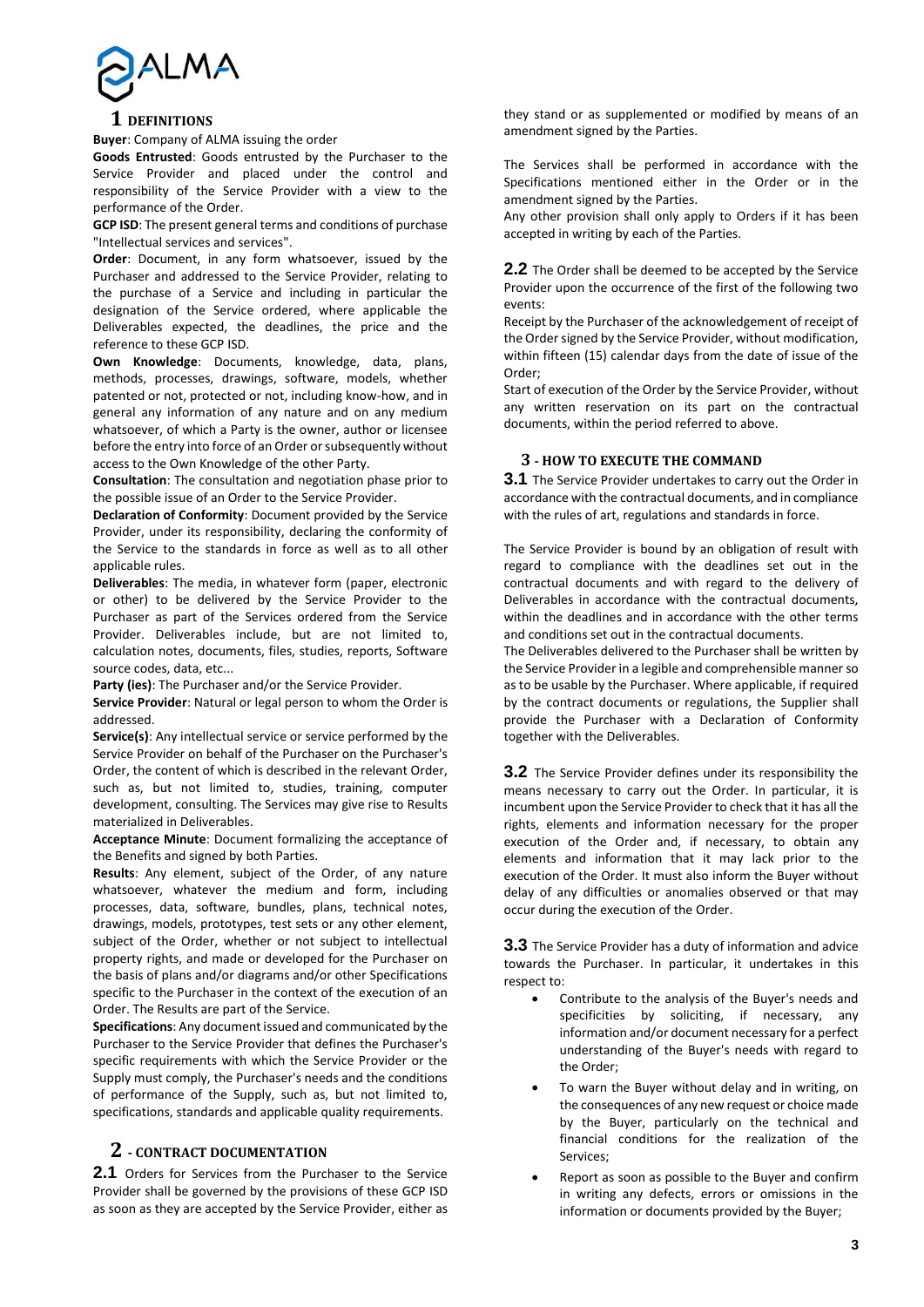# 1 DEFINITIONS

**Buyer**: Company of ALMA issuing the order

**Goods Entrusted**: Goods entrusted by the Purchaser to the Service Provider and placed under the control and responsibility of the Service Provider with a view to the performance of the Order.

**GCP ISD**: The present general terms and conditions of purchase "Intellectual services and services".

**Order**: Document, in any form whatsoever, issued by the Purchaser and addressed to the Service Provider, relating to the purchase of a Service and including in particular the designation of the Service ordered, where applicable the Deliverables expected, the deadlines, the price and the reference to these GCP ISD.

**Own Knowledge**: Documents, knowledge, data, plans, methods, processes, drawings, software, models, whether patented or not, protected or not, including know-how, and in general any information of any nature and on any medium whatsoever, of which a Party is the owner, author or licensee before the entry into force of an Order or subsequently without access to the Own Knowledge of the other Party.

**Consultation**: The consultation and negotiation phase prior to the possible issue of an Order to the Service Provider.

**Declaration of Conformity**: Document provided by the Service Provider, under its responsibility, declaring the conformity of the Service to the standards in force as well as to all other applicable rules.

**Deliverables**: The media, in whatever form (paper, electronic or other) to be delivered by the Service Provider to the Purchaser as part of the Services ordered from the Service Provider. Deliverables include, but are not limited to, calculation notes, documents, files, studies, reports, Software source codes, data, etc...

**Party (ies)**: The Purchaser and/or the Service Provider.

**Service Provider**: Natural or legal person to whom the Order is addressed.

**Service(s)**: Any intellectual service or service performed by the Service Provider on behalf of the Purchaser on the Purchaser's Order, the content of which is described in the relevant Order, such as, but not limited to, studies, training, computer development, consulting. The Services may give rise to Results materialized in Deliverables.

**Acceptance Minute**: Document formalizing the acceptance of the Benefits and signed by both Parties.

**Results**: Any element, subject of the Order, of any nature whatsoever, whatever the medium and form, including processes, data, software, bundles, plans, technical notes, drawings, models, prototypes, test sets or any other element, subject of the Order, whether or not subject to intellectual property rights, and made or developed for the Purchaser on the basis of plans and/or diagrams and/or other Specifications specific to the Purchaser in the context of the execution of an Order. The Results are part of the Service.

**Specifications**: Any document issued and communicated by the Purchaser to the Service Provider that defines the Purchaser's specific requirements with which the Service Provider or the Supply must comply, the Purchaser's needs and the conditions of performance of the Supply, such as, but not limited to, specifications, standards and applicable quality requirements.

# 2 - CONTRACT DOCUMENTATION

**2.1** Orders for Services from the Purchaser to the Service Provider shall be governed by the provisions of these GCP ISD as soon as they are accepted by the Service Provider, either as they stand or as supplemented or modified by means of an amendment signed by the Parties.

The Services shall be performed in accordance with the Specifications mentioned either in the Order or in the amendment signed by the Parties.

Any other provision shall only apply to Orders if it has been accepted in writing by each of the Parties.

**2.2** The Order shall be deemed to be accepted by the Service Provider upon the occurrence of the first of the following two events:

Receipt by the Purchaser of the acknowledgement of receipt of the Order signed by the Service Provider, without modification, within fifteen (15) calendar days from the date of issue of the Order;

Start of execution of the Order by the Service Provider, without any written reservation on its part on the contractual documents, within the period referred to above.

# 3 - HOW TO EXECUTE THE COMMAND

**3.1** The Service Provider undertakes to carry out the Order in accordance with the contractual documents, and in compliance with the rules of art, regulations and standards in force.

The Service Provider is bound by an obligation of result with regard to compliance with the deadlines set out in the contractual documents and with regard to the delivery of Deliverables in accordance with the contractual documents, within the deadlines and in accordance with the other terms and conditions set out in the contractual documents.

The Deliverables delivered to the Purchaser shall be written by the Service Provider in a legible and comprehensible manner so as to be usable by the Purchaser. Where applicable, if required by the contract documents or regulations, the Supplier shall provide the Purchaser with a Declaration of Conformity together with the Deliverables.

**3.2** The Service Provider defines under its responsibility the means necessary to carry out the Order. In particular, it is incumbent upon the Service Provider to check that it has all the rights, elements and information necessary for the proper execution of the Order and, if necessary, to obtain any elements and information that it may lack prior to the execution of the Order. It must also inform the Buyer without delay of any difficulties or anomalies observed or that may occur during the execution of the Order.

**3.3** The Service Provider has a duty of information and advice towards the Purchaser. In particular, it undertakes in this respect to:

- Contribute to the analysis of the Buyer's needs and specificities by soliciting, if necessary, any information and/or document necessary for a perfect understanding of the Buyer's needs with regard to the Order;
- To warn the Buyer without delay and in writing, on the consequences of any new request or choice made by the Buyer, particularly on the technical and financial conditions for the realization of the Services;
- Report as soon as possible to the Buyer and confirm in writing any defects, errors or omissions in the information or documents provided by the Buyer;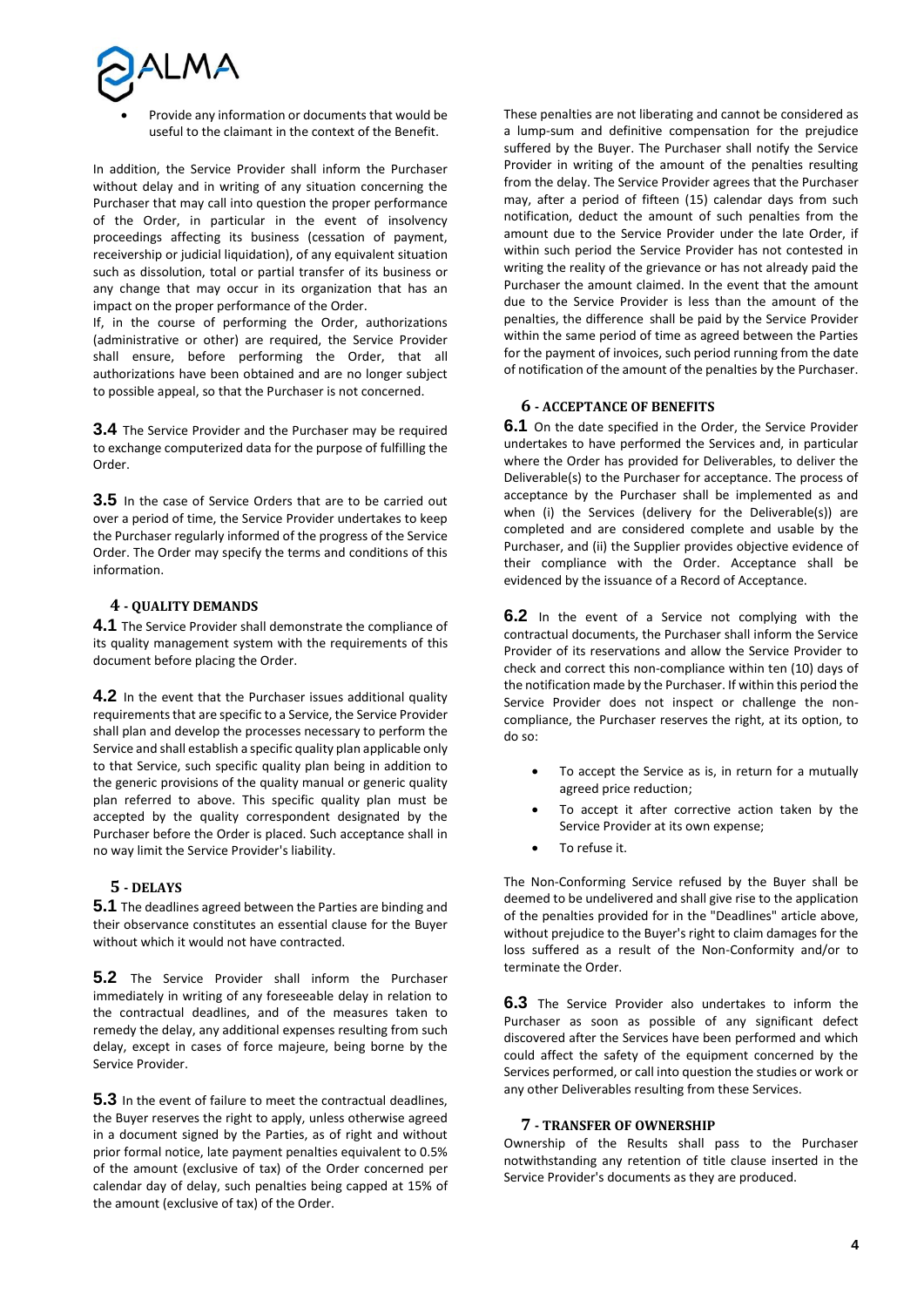- Provide any information or documents that would be useful to the claimant in the context of the Benefit.

In addition, the Service Provider shall inform the Purchaser without delay and in writing of any situation concerning the Purchaser that may call into question the proper performance of the Order, in particular in the event of insolvency proceedings affecting its business (cessation of payment, receivership or judicial liquidation), of any equivalent situation such as dissolution, total or partial transfer of its business or any change that may occur in its organization that has an impact on the proper performance of the Order.

If, in the course of performing the Order, authorizations (administrative or other) are required, the Service Provider shall ensure, before performing the Order, that all authorizations have been obtained and are no longer subject to possible appeal, so that the Purchaser is not concerned.

**3.4** The Service Provider and the Purchaser may be required to exchange computerized data for the purpose of fulfilling the Order.

**3.5** In the case of Service Orders that are to be carried out over a period of time, the Service Provider undertakes to keep the Purchaser regularly informed of the progress of the Service Order. The Order may specify the terms and conditions of this information.

## 4 - QUALITY DEMANDS

**4.1** The Service Provider shall demonstrate the compliance of its quality management system with the requirements of this document before placing the Order.

**4.2** In the event that the Purchaser issues additional quality requirements that are specific to a Service, the Service Provider shall plan and develop the processes necessary to perform the Service and shall establish a specific quality plan applicable only to that Service, such specific quality plan being in addition to the generic provisions of the quality manual or generic quality plan referred to above. This specific quality plan must be accepted by the quality correspondent designated by the Purchaser before the Order is placed. Such acceptance shall in no way limit the Service Provider's liability.

## 5 - DELAYS

**5.1** The deadlines agreed between the Parties are binding and their observance constitutes an essential clause for the Buyer without which it would not have contracted.

**5.2** The Service Provider shall inform the Purchaser immediately in writing of any foreseeable delay in relation to the contractual deadlines, and of the measures taken to remedy the delay, any additional expenses resulting from such delay, except in cases of force majeure, being borne by the Service Provider.

**5.3** In the event of failure to meet the contractual deadlines, the Buyer reserves the right to apply, unless otherwise agreed in a document signed by the Parties, as of right and without prior formal notice, late payment penalties equivalent to 0.5% of the amount (exclusive of tax) of the Order concerned per calendar day of delay, such penalties being capped at 15% of the amount (exclusive of tax) of the Order.

These penalties are not liberating and cannot be considered as a lump-sum and definitive compensation for the prejudice suffered by the Buyer. The Purchaser shall notify the Service Provider in writing of the amount of the penalties resulting from the delay. The Service Provider agrees that the Purchaser may, after a period of fifteen (15) calendar days from such notification, deduct the amount of such penalties from the amount due to the Service Provider under the late Order, if within such period the Service Provider has not contested in writing the reality of the grievance or has not already paid the Purchaser the amount claimed. In the event that the amount due to the Service Provider is less than the amount of the penalties, the difference shall be paid by the Service Provider within the same period of time as agreed between the Parties for the payment of invoices, such period running from the date of notification of the amount of the penalties by the Purchaser.

## 6 - ACCEPTANCE OF BENEFITS

**6.1** On the date specified in the Order, the Service Provider undertakes to have performed the Services and, in particular where the Order has provided for Deliverables, to deliver the Deliverable(s) to the Purchaser for acceptance. The process of acceptance by the Purchaser shall be implemented as and when (i) the Services (delivery for the Deliverable(s)) are completed and are considered complete and usable by the Purchaser, and (ii) the Supplier provides objective evidence of their compliance with the Order. Acceptance shall be evidenced by the issuance of a Record of Acceptance.

**6.2** In the event of a Service not complying with the contractual documents, the Purchaser shall inform the Service Provider of its reservations and allow the Service Provider to check and correct this non-compliance within ten (10) days of the notification made by the Purchaser. If within this period the Service Provider does not inspect or challenge the non-compliance, the Purchaser reserves the right, at its option, to do so:

- To accept the Service as is, in return for a mutually agreed price reduction;
- To accept it after corrective action taken by the Service Provider at its own expense;
- To refuse it.

The Non-Conforming Service refused by the Buyer shall be deemed to be undelivered and shall give rise to the application of the penalties provided for in the "Deadlines" article above, without prejudice to the Buyer's right to claim damages for the loss suffered as a result of the Non-Conformity and/or to terminate the Order.

**6.3** The Service Provider also undertakes to inform the Purchaser as soon as possible of any significant defect discovered after the Services have been performed and which could affect the safety of the equipment concerned by the Services performed, or call into question the studies or work or any other Deliverables resulting from these Services.

## 7 - TRANSFER OF OWNERSHIP

Ownership of the Results shall pass to the Purchaser notwithstanding any retention of title clause inserted in the Service Provider's documents as they are produced.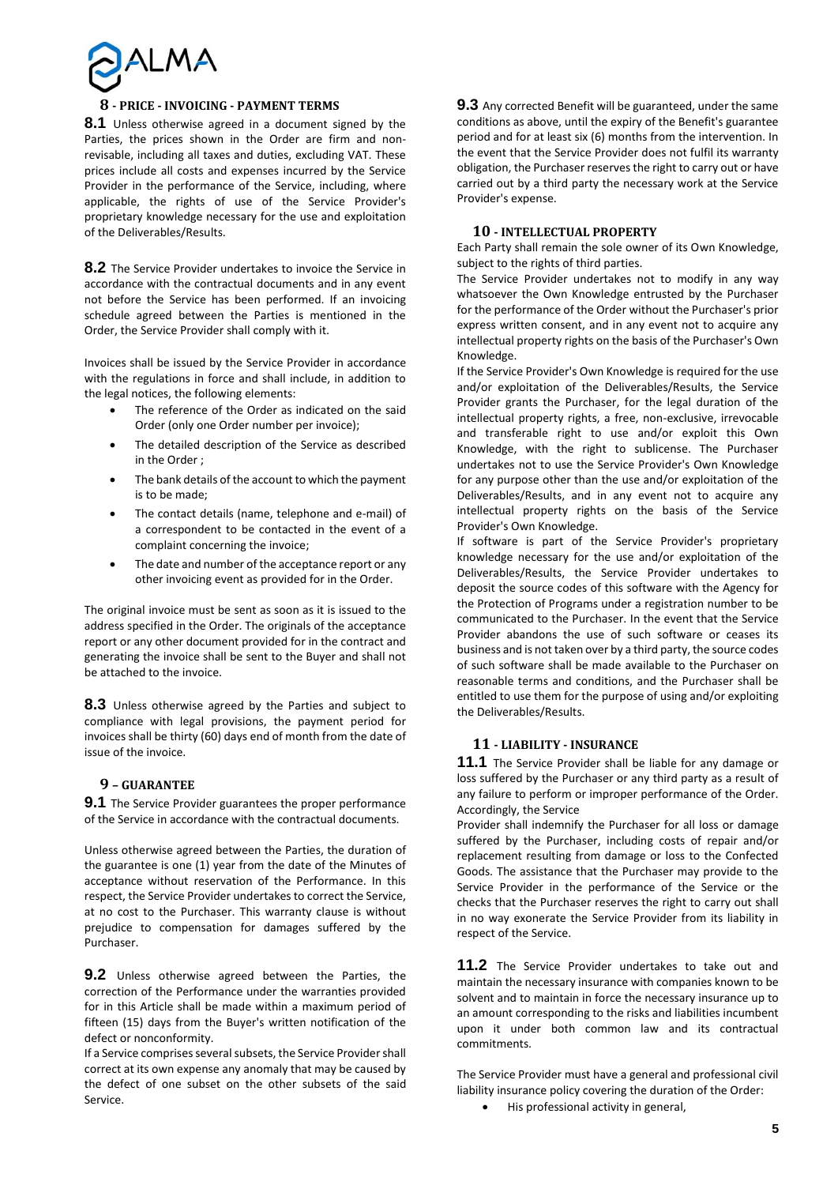## 8 - PRICE - INVOICING - PAYMENT TERMS

**8.1** Unless otherwise agreed in a document signed by the Parties, the prices shown in the Order are firm and non-revisable, including all taxes and duties, excluding VAT. These prices include all costs and expenses incurred by the Service Provider in the performance of the Service, including, where applicable, the rights of use of the Service Provider's proprietary knowledge necessary for the use and exploitation of the Deliverables/Results.

**8.2** The Service Provider undertakes to invoice the Service in accordance with the contractual documents and in any event not before the Service has been performed. If an invoicing schedule agreed between the Parties is mentioned in the Order, the Service Provider shall comply with it.

Invoices shall be issued by the Service Provider in accordance with the regulations in force and shall include, in addition to the legal notices, the following elements:

- The reference of the Order as indicated on the said Order (only one Order number per invoice);
- The detailed description of the Service as described in the Order ;
- The bank details of the account to which the payment is to be made;
- The contact details (name, telephone and e-mail) of a correspondent to be contacted in the event of a complaint concerning the invoice;
- The date and number of the acceptance report or any other invoicing event as provided for in the Order.

The original invoice must be sent as soon as it is issued to the address specified in the Order. The originals of the acceptance report or any other document provided for in the contract and generating the invoice shall be sent to the Buyer and shall not be attached to the invoice.

**8.3** Unless otherwise agreed by the Parties and subject to compliance with legal provisions, the payment period for invoices shall be thirty (60) days end of month from the date of issue of the invoice.

## 9 – GUARANTEE

**9.1** The Service Provider guarantees the proper performance of the Service in accordance with the contractual documents.

Unless otherwise agreed between the Parties, the duration of the guarantee is one (1) year from the date of the Minutes of acceptance without reservation of the Performance. In this respect, the Service Provider undertakes to correct the Service, at no cost to the Purchaser. This warranty clause is without prejudice to compensation for damages suffered by the Purchaser.

**9.2** Unless otherwise agreed between the Parties, the correction of the Performance under the warranties provided for in this Article shall be made within a maximum period of fifteen (15) days from the Buyer's written notification of the defect or nonconformity.

If a Service comprises several subsets, the Service Provider shall correct at its own expense any anomaly that may be caused by the defect of one subset on the other subsets of the said Service.

**9.3** Any corrected Benefit will be guaranteed, under the same conditions as above, until the expiry of the Benefit's guarantee period and for at least six (6) months from the intervention. In the event that the Service Provider does not fulfil its warranty obligation, the Purchaser reserves the right to carry out or have carried out by a third party the necessary work at the Service Provider's expense.

## 10 - INTELLECTUAL PROPERTY

Each Party shall remain the sole owner of its Own Knowledge, subject to the rights of third parties.

The Service Provider undertakes not to modify in any way whatsoever the Own Knowledge entrusted by the Purchaser for the performance of the Order without the Purchaser's prior express written consent, and in any event not to acquire any intellectual property rights on the basis of the Purchaser's Own Knowledge.

If the Service Provider's Own Knowledge is required for the use and/or exploitation of the Deliverables/Results, the Service Provider grants the Purchaser, for the legal duration of the intellectual property rights, a free, non-exclusive, irrevocable and transferable right to use and/or exploit this Own Knowledge, with the right to sublicense. The Purchaser undertakes not to use the Service Provider's Own Knowledge for any purpose other than the use and/or exploitation of the Deliverables/Results, and in any event not to acquire any intellectual property rights on the basis of the Service Provider's Own Knowledge.

If software is part of the Service Provider's proprietary knowledge necessary for the use and/or exploitation of the Deliverables/Results, the Service Provider undertakes to deposit the source codes of this software with the Agency for the Protection of Programs under a registration number to be communicated to the Purchaser. In the event that the Service Provider abandons the use of such software or ceases its business and is not taken over by a third party, the source codes of such software shall be made available to the Purchaser on reasonable terms and conditions, and the Purchaser shall be entitled to use them for the purpose of using and/or exploiting the Deliverables/Results.

## 11 - LIABILITY - INSURANCE

**11.1** The Service Provider shall be liable for any damage or loss suffered by the Purchaser or any third party as a result of any failure to perform or improper performance of the Order. Accordingly, the Service Provider shall indemnify the Purchaser for all loss or damage suffered by the Purchaser, including costs of repair and/or replacement resulting from damage or loss to the Confected Goods. The assistance that the Purchaser may provide to the Service Provider in the performance of the Service or the checks that the Purchaser reserves the right to carry out shall in no way exonerate the Service Provider from its liability in respect of the Service.

**11.2** The Service Provider undertakes to take out and maintain the necessary insurance with companies known to be solvent and to maintain in force the necessary insurance up to an amount corresponding to the risks and liabilities incumbent upon it under both common law and its contractual commitments.

The Service Provider must have a general and professional civil liability insurance policy covering the duration of the Order:

- His professional activity in general,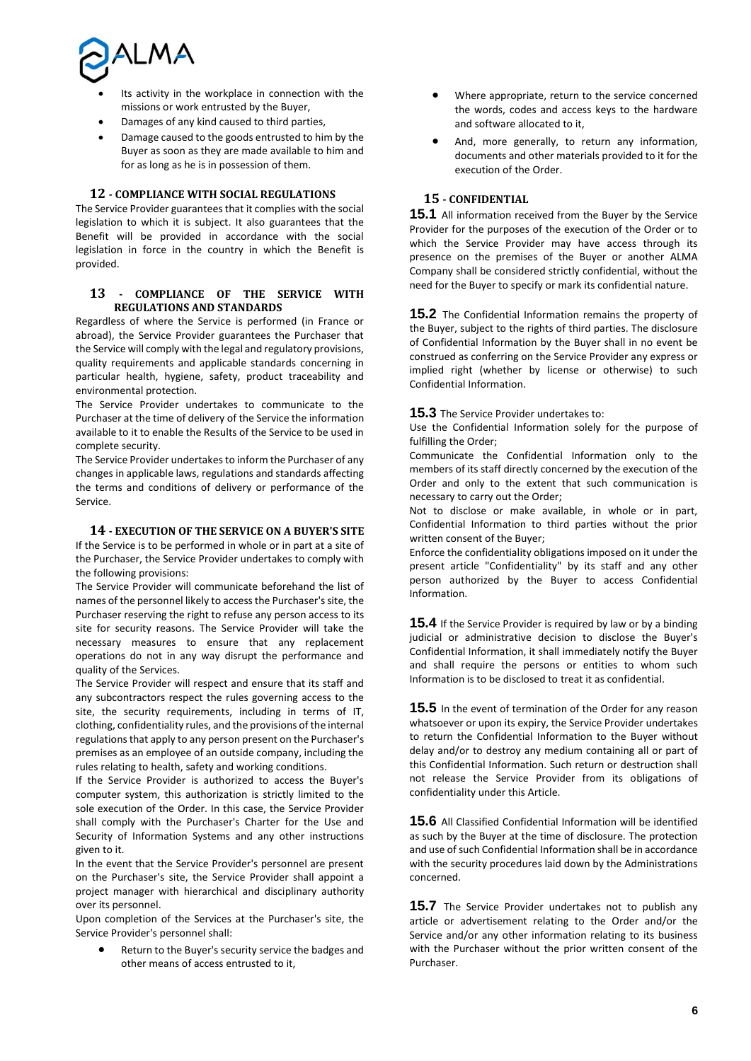- Its activity in the workplace in connection with the missions or work entrusted by the Buyer,
- Damages of any kind caused to third parties,
- Damage caused to the goods entrusted to him by the Buyer as soon as they are made available to him and for as long as he is in possession of them.

## 12 - COMPLIANCE WITH SOCIAL REGULATIONS

The Service Provider guarantees that it complies with the social legislation to which it is subject. It also guarantees that the Benefit will be provided in accordance with the social legislation in force in the country in which the Benefit is provided.

## 13 - COMPLIANCE OF THE SERVICE WITH REGULATIONS AND STANDARDS

Regardless of where the Service is performed (in France or abroad), the Service Provider guarantees the Purchaser that the Service will comply with the legal and regulatory provisions, quality requirements and applicable standards concerning in particular health, hygiene, safety, product traceability and environmental protection.

The Service Provider undertakes to communicate to the Purchaser at the time of delivery of the Service the information available to it to enable the Results of the Service to be used in complete security.

The Service Provider undertakes to inform the Purchaser of any changes in applicable laws, regulations and standards affecting the terms and conditions of delivery or performance of the Service.

## 14 - EXECUTION OF THE SERVICE ON A BUYER'S SITE

If the Service is to be performed in whole or in part at a site of the Purchaser, the Service Provider undertakes to comply with the following provisions:

The Service Provider will communicate beforehand the list of names of the personnel likely to access the Purchaser's site, the Purchaser reserving the right to refuse any person access to its site for security reasons. The Service Provider will take the necessary measures to ensure that any replacement operations do not in any way disrupt the performance and quality of the Services.

The Service Provider will respect and ensure that its staff and any subcontractors respect the rules governing access to the site, the security requirements, including in terms of IT, clothing, confidentiality rules, and the provisions of the internal regulations that apply to any person present on the Purchaser's premises as an employee of an outside company, including the rules relating to health, safety and working conditions.

If the Service Provider is authorized to access the Buyer's computer system, this authorization is strictly limited to the sole execution of the Order. In this case, the Service Provider shall comply with the Purchaser's Charter for the Use and Security of Information Systems and any other instructions given to it.

In the event that the Service Provider's personnel are present on the Purchaser's site, the Service Provider shall appoint a project manager with hierarchical and disciplinary authority over its personnel.

Upon completion of the Services at the Purchaser's site, the Service Provider's personnel shall:

- Return to the Buyer's security service the badges and other means of access entrusted to it,
- Where appropriate, return to the service concerned the words, codes and access keys to the hardware and software allocated to it,
- And, more generally, to return any information, documents and other materials provided to it for the execution of the Order.

## 15 - CONFIDENTIAL

**15.1** All information received from the Buyer by the Service Provider for the purposes of the execution of the Order or to which the Service Provider may have access through its presence on the premises of the Buyer or another ALMA Company shall be considered strictly confidential, without the need for the Buyer to specify or mark its confidential nature.

**15.2** The Confidential Information remains the property of the Buyer, subject to the rights of third parties. The disclosure of Confidential Information by the Buyer shall in no event be construed as conferring on the Service Provider any express or implied right (whether by license or otherwise) to such Confidential Information.

**15.3** The Service Provider undertakes to:

Use the Confidential Information solely for the purpose of fulfilling the Order;

Communicate the Confidential Information only to the members of its staff directly concerned by the execution of the Order and only to the extent that such communication is necessary to carry out the Order;

Not to disclose or make available, in whole or in part, Confidential Information to third parties without the prior written consent of the Buyer;

Enforce the confidentiality obligations imposed on it under the present article "Confidentiality" by its staff and any other person authorized by the Buyer to access Confidential Information.

**15.4** If the Service Provider is required by law or by a binding judicial or administrative decision to disclose the Buyer's Confidential Information, it shall immediately notify the Buyer and shall require the persons or entities to whom such Information is to be disclosed to treat it as confidential.

**15.5** In the event of termination of the Order for any reason whatsoever or upon its expiry, the Service Provider undertakes to return the Confidential Information to the Buyer without delay and/or to destroy any medium containing all or part of this Confidential Information. Such return or destruction shall not release the Service Provider from its obligations of confidentiality under this Article.

**15.6** All Classified Confidential Information will be identified as such by the Buyer at the time of disclosure. The protection and use of such Confidential Information shall be in accordance with the security procedures laid down by the Administrations concerned.

**15.7** The Service Provider undertakes not to publish any article or advertisement relating to the Order and/or the Service and/or any other information relating to its business with the Purchaser without the prior written consent of the Purchaser.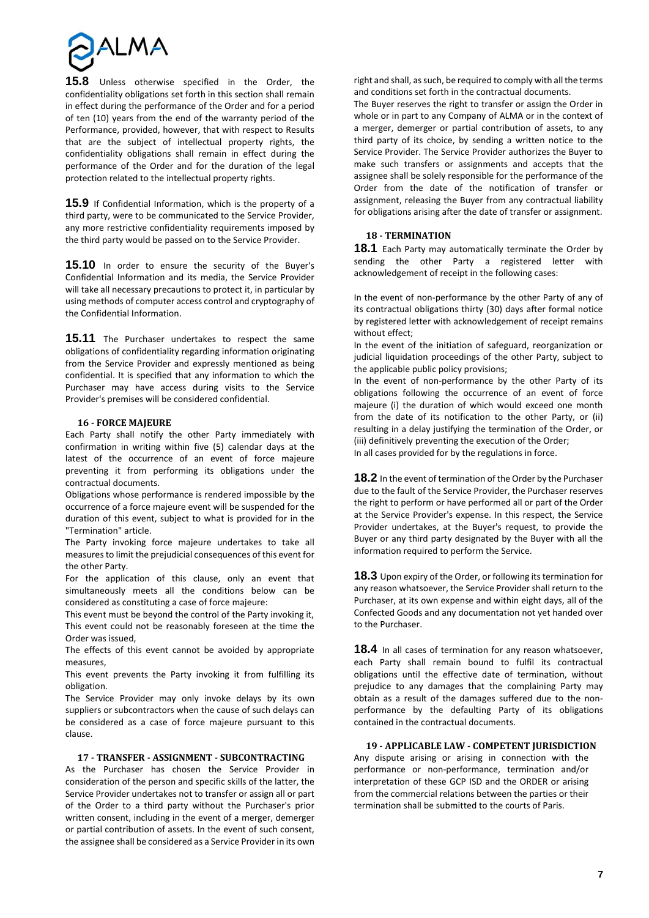**15.8** Unless otherwise specified in the Order, the confidentiality obligations set forth in this section shall remain in effect during the performance of the Order and for a period of ten (10) years from the end of the warranty period of the Performance, provided, however, that with respect to Results that are the subject of intellectual property rights, the confidentiality obligations shall remain in effect during the performance of the Order and for the duration of the legal protection related to the intellectual property rights.

**15.9** If Confidential Information, which is the property of a third party, were to be communicated to the Service Provider, any more restrictive confidentiality requirements imposed by the third party would be passed on to the Service Provider.

**15.10** In order to ensure the security of the Buyer's Confidential Information and its media, the Service Provider will take all necessary precautions to protect it, in particular by using methods of computer access control and cryptography of the Confidential Information.

**15.11** The Purchaser undertakes to respect the same obligations of confidentiality regarding information originating from the Service Provider and expressly mentioned as being confidential. It is specified that any information to which the Purchaser may have access during visits to the Service Provider's premises will be considered confidential.

## 16 - FORCE MAJEURE

Each Party shall notify the other Party immediately with confirmation in writing within five (5) calendar days at the latest of the occurrence of an event of force majeure preventing it from performing its obligations under the contractual documents.

Obligations whose performance is rendered impossible by the occurrence of a force majeure event will be suspended for the duration of this event, subject to what is provided for in the "Termination" article.

The Party invoking force majeure undertakes to take all measures to limit the prejudicial consequences of this event for the other Party.

For the application of this clause, only an event that simultaneously meets all the conditions below can be considered as constituting a case of force majeure:

This event must be beyond the control of the Party invoking it,
This event could not be reasonably foreseen at the time the Order was issued,
The effects of this event cannot be avoided by appropriate measures,
This event prevents the Party invoking it from fulfilling its obligation.

The Service Provider may only invoke delays by its own suppliers or subcontractors when the cause of such delays can be considered as a case of force majeure pursuant to this clause.

## 17 - TRANSFER - ASSIGNMENT - SUBCONTRACTING

As the Purchaser has chosen the Service Provider in consideration of the person and specific skills of the latter, the Service Provider undertakes not to transfer or assign all or part of the Order to a third party without the Purchaser's prior written consent, including in the event of a merger, demerger or partial contribution of assets. In the event of such consent, the assignee shall be considered as a Service Provider in its own right and shall, as such, be required to comply with all the terms and conditions set forth in the contractual documents.

The Buyer reserves the right to transfer or assign the Order in whole or in part to any Company of ALMA or in the context of a merger, demerger or partial contribution of assets, to any third party of its choice, by sending a written notice to the Service Provider. The Service Provider authorizes the Buyer to make such transfers or assignments and accepts that the assignee shall be solely responsible for the performance of the Order from the date of the notification of transfer or assignment, releasing the Buyer from any contractual liability for obligations arising after the date of transfer or assignment.

## 18 - TERMINATION

**18.1** Each Party may automatically terminate the Order by sending the other Party a registered letter with acknowledgement of receipt in the following cases:

In the event of non-performance by the other Party of any of its contractual obligations thirty (30) days after formal notice by registered letter with acknowledgement of receipt remains without effect;
In the event of the initiation of safeguard, reorganization or judicial liquidation proceedings of the other Party, subject to the applicable public policy provisions;
In the event of non-performance by the other Party of its obligations following the occurrence of an event of force majeure (i) the duration of which would exceed one month from the date of its notification to the other Party, or (ii) resulting in a delay justifying the termination of the Order, or (iii) definitively preventing the execution of the Order;
In all cases provided for by the regulations in force.

**18.2** In the event of termination of the Order by the Purchaser due to the fault of the Service Provider, the Purchaser reserves the right to perform or have performed all or part of the Order at the Service Provider's expense. In this respect, the Service Provider undertakes, at the Buyer's request, to provide the Buyer or any third party designated by the Buyer with all the information required to perform the Service.

**18.3** Upon expiry of the Order, or following its termination for any reason whatsoever, the Service Provider shall return to the Purchaser, at its own expense and within eight days, all of the Confected Goods and any documentation not yet handed over to the Purchaser.

**18.4** In all cases of termination for any reason whatsoever, each Party shall remain bound to fulfil its contractual obligations until the effective date of termination, without prejudice to any damages that the complaining Party may obtain as a result of the damages suffered due to the non-performance by the defaulting Party of its obligations contained in the contractual documents.

## 19 - APPLICABLE LAW - COMPETENT JURISDICTION

Any dispute arising or arising in connection with the performance or non-performance, termination and/or interpretation of these GCP ISD and the ORDER or arising from the commercial relations between the parties or their termination shall be submitted to the courts of Paris.